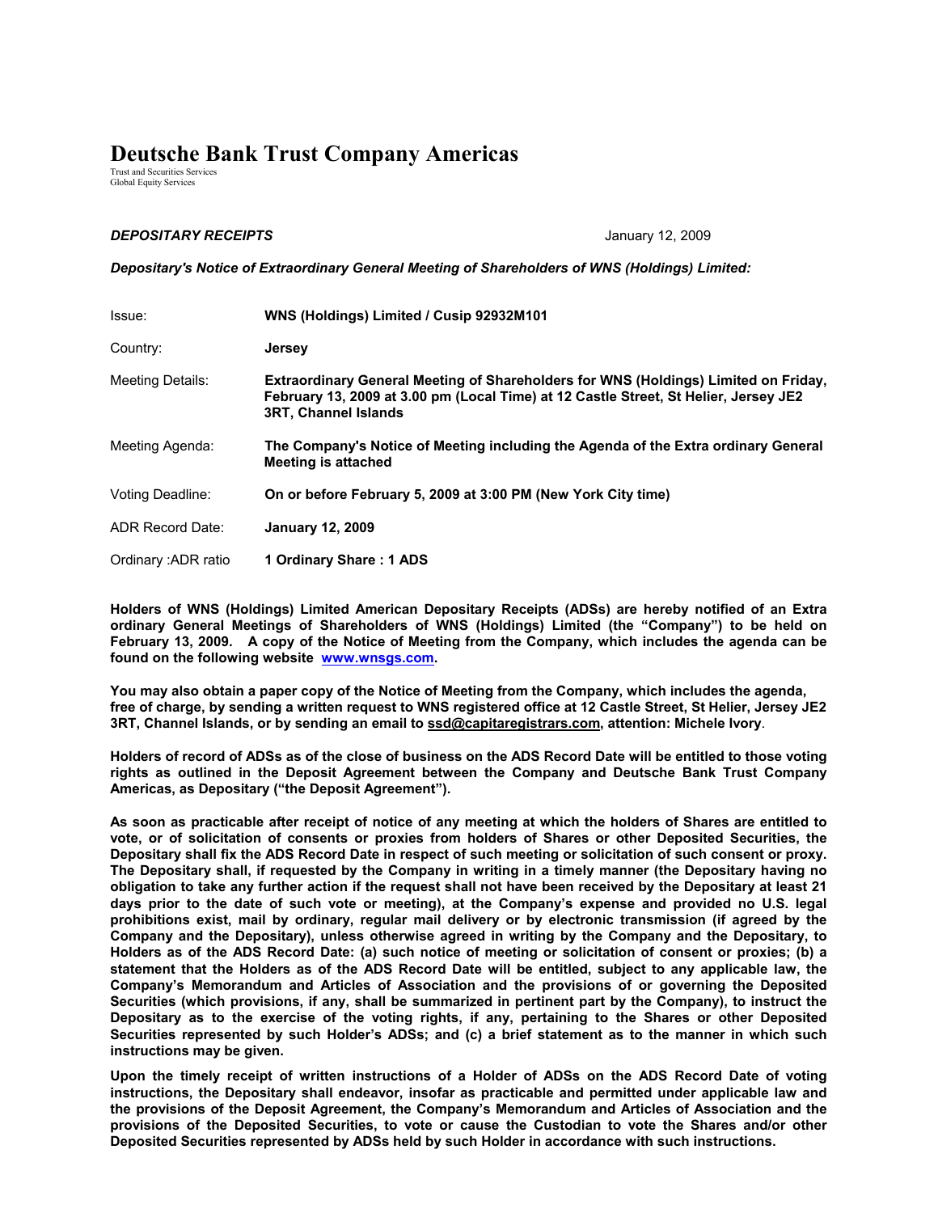# Deutsche Bank Trust Company Americas

Trust and Securities Services
Global Equity Services

***DEPOSITARY RECEIPTS*** January 12, 2009

***Depositary's Notice of Extraordinary General Meeting of Shareholders of WNS (Holdings) Limited:***

| | |
|---|---|
| Issue: | **WNS (Holdings) Limited / Cusip 92932M101** |
| Country: | **Jersey** |
| Meeting Details: | **Extraordinary General Meeting of Shareholders for WNS (Holdings) Limited on Friday, February 13, 2009 at 3.00 pm (Local Time) at 12 Castle Street, St Helier, Jersey JE2 3RT, Channel Islands** |
| Meeting Agenda: | **The Company's Notice of Meeting including the Agenda of the Extra ordinary General Meeting is attached** |
| Voting Deadline: | **On or before February 5, 2009 at 3:00 PM (New York City time)** |
| ADR Record Date: | **January 12, 2009** |
| Ordinary :ADR ratio | **1 Ordinary Share : 1 ADS** |

**Holders of WNS (Holdings) Limited American Depositary Receipts (ADSs) are hereby notified of an Extra ordinary General Meetings of Shareholders of WNS (Holdings) Limited (the "Company") to be held on February 13, 2009. A copy of the Notice of Meeting from the Company, which includes the agenda can be found on the following website www.wnsgs.com.**

**You may also obtain a paper copy of the Notice of Meeting from the Company, which includes the agenda, free of charge, by sending a written request to WNS registered office at 12 Castle Street, St Helier, Jersey JE2 3RT, Channel Islands, or by sending an email to ssd@capitaregistrars.com, attention: Michele Ivory**.

**Holders of record of ADSs as of the close of business on the ADS Record Date will be entitled to those voting rights as outlined in the Deposit Agreement between the Company and Deutsche Bank Trust Company Americas, as Depositary ("the Deposit Agreement").**

**As soon as practicable after receipt of notice of any meeting at which the holders of Shares are entitled to vote, or of solicitation of consents or proxies from holders of Shares or other Deposited Securities, the Depositary shall fix the ADS Record Date in respect of such meeting or solicitation of such consent or proxy. The Depositary shall, if requested by the Company in writing in a timely manner (the Depositary having no obligation to take any further action if the request shall not have been received by the Depositary at least 21 days prior to the date of such vote or meeting), at the Company's expense and provided no U.S. legal prohibitions exist, mail by ordinary, regular mail delivery or by electronic transmission (if agreed by the Company and the Depositary), unless otherwise agreed in writing by the Company and the Depositary, to Holders as of the ADS Record Date: (a) such notice of meeting or solicitation of consent or proxies; (b) a statement that the Holders as of the ADS Record Date will be entitled, subject to any applicable law, the Company's Memorandum and Articles of Association and the provisions of or governing the Deposited Securities (which provisions, if any, shall be summarized in pertinent part by the Company), to instruct the Depositary as to the exercise of the voting rights, if any, pertaining to the Shares or other Deposited Securities represented by such Holder's ADSs; and (c) a brief statement as to the manner in which such instructions may be given.**

**Upon the timely receipt of written instructions of a Holder of ADSs on the ADS Record Date of voting instructions, the Depositary shall endeavor, insofar as practicable and permitted under applicable law and the provisions of the Deposit Agreement, the Company's Memorandum and Articles of Association and the provisions of the Deposited Securities, to vote or cause the Custodian to vote the Shares and/or other Deposited Securities represented by ADSs held by such Holder in accordance with such instructions.**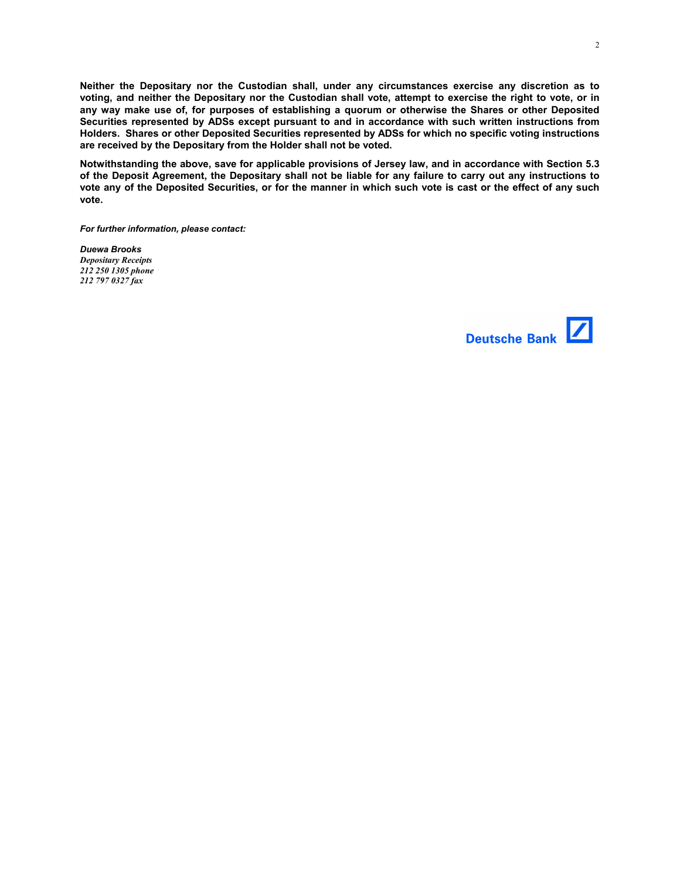**Neither the Depositary nor the Custodian shall, under any circumstances exercise any discretion as to voting, and neither the Depositary nor the Custodian shall vote, attempt to exercise the right to vote, or in any way make use of, for purposes of establishing a quorum or otherwise the Shares or other Deposited Securities represented by ADSs except pursuant to and in accordance with such written instructions from Holders. Shares or other Deposited Securities represented by ADSs for which no specific voting instructions are received by the Depositary from the Holder shall not be voted.**

**Notwithstanding the above, save for applicable provisions of Jersey law, and in accordance with Section 5.3 of the Deposit Agreement, the Depositary shall not be liable for any failure to carry out any instructions to vote any of the Deposited Securities, or for the manner in which such vote is cast or the effect of any such vote.**

***For further information, please contact:***

***Duewa Brooks***
*Depositary Receipts*
*212 250 1305 phone*
*212 797 0327 fax*

Deutsche Bank